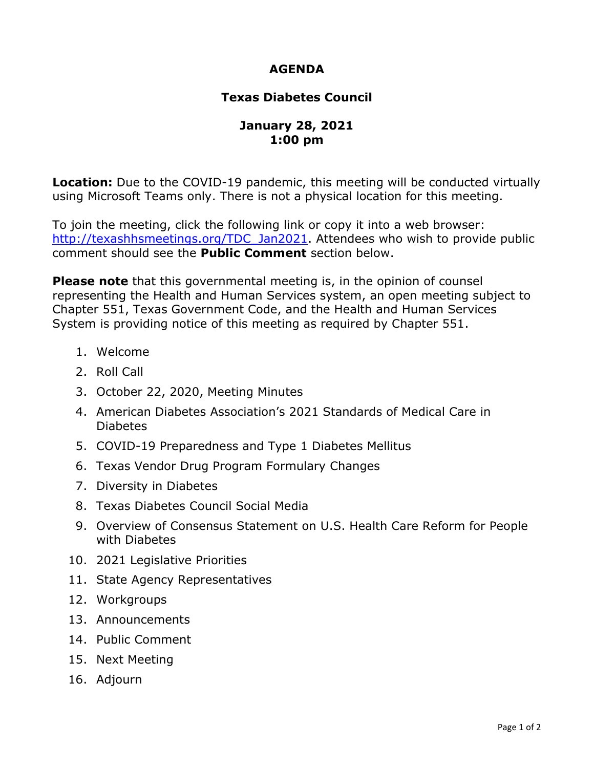# AGENDA

## Texas Diabetes Council

### January 28, 2021
### 1:00 pm

**Location:** Due to the COVID-19 pandemic, this meeting will be conducted virtually using Microsoft Teams only. There is not a physical location for this meeting.

To join the meeting, click the following link or copy it into a web browser: http://texashhsmeetings.org/TDC_Jan2021. Attendees who wish to provide public comment should see the **Public Comment** section below.

**Please note** that this governmental meeting is, in the opinion of counsel representing the Health and Human Services system, an open meeting subject to Chapter 551, Texas Government Code, and the Health and Human Services System is providing notice of this meeting as required by Chapter 551.

1. Welcome
2. Roll Call
3. October 22, 2020, Meeting Minutes
4. American Diabetes Association's 2021 Standards of Medical Care in Diabetes
5. COVID-19 Preparedness and Type 1 Diabetes Mellitus
6. Texas Vendor Drug Program Formulary Changes
7. Diversity in Diabetes
8. Texas Diabetes Council Social Media
9. Overview of Consensus Statement on U.S. Health Care Reform for People with Diabetes
10. 2021 Legislative Priorities
11. State Agency Representatives
12. Workgroups
13. Announcements
14. Public Comment
15. Next Meeting
16. Adjourn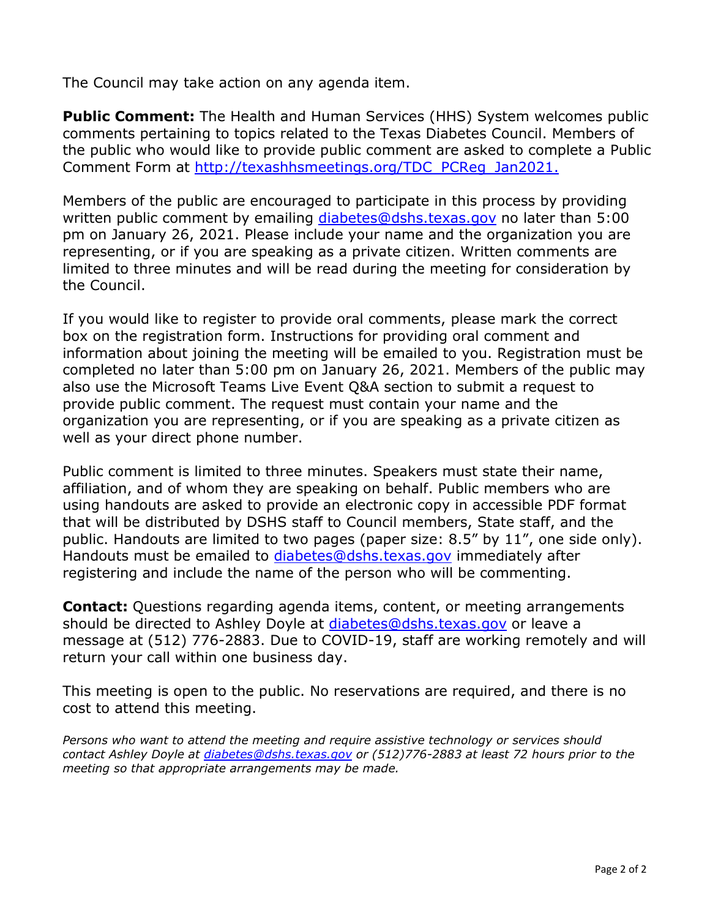The Council may take action on any agenda item.

**Public Comment:** The Health and Human Services (HHS) System welcomes public comments pertaining to topics related to the Texas Diabetes Council. Members of the public who would like to provide public comment are asked to complete a Public Comment Form at [http://texashhsmeetings.org/TDC_PCReg_Jan2021.](http://texashhsmeetings.org/TDC_PCReg_Jan2021)

Members of the public are encouraged to participate in this process by providing written public comment by emailing [diabetes@dshs.texas.gov](mailto:diabetes@dshs.texas.gov) no later than 5:00 pm on January 26, 2021. Please include your name and the organization you are representing, or if you are speaking as a private citizen. Written comments are limited to three minutes and will be read during the meeting for consideration by the Council.

If you would like to register to provide oral comments, please mark the correct box on the registration form. Instructions for providing oral comment and information about joining the meeting will be emailed to you. Registration must be completed no later than 5:00 pm on January 26, 2021. Members of the public may also use the Microsoft Teams Live Event Q&A section to submit a request to provide public comment. The request must contain your name and the organization you are representing, or if you are speaking as a private citizen as well as your direct phone number.

Public comment is limited to three minutes. Speakers must state their name, affiliation, and of whom they are speaking on behalf. Public members who are using handouts are asked to provide an electronic copy in accessible PDF format that will be distributed by DSHS staff to Council members, State staff, and the public. Handouts are limited to two pages (paper size: 8.5" by 11", one side only). Handouts must be emailed to [diabetes@dshs.texas.gov](mailto:diabetes@dshs.texas.gov) immediately after registering and include the name of the person who will be commenting.

**Contact:** Questions regarding agenda items, content, or meeting arrangements should be directed to Ashley Doyle at [diabetes@dshs.texas.gov](mailto:diabetes@dshs.texas.gov) or leave a message at (512) 776-2883. Due to COVID-19, staff are working remotely and will return your call within one business day.

This meeting is open to the public. No reservations are required, and there is no cost to attend this meeting.

*Persons who want to attend the meeting and require assistive technology or services should contact Ashley Doyle at [diabetes@dshs.texas.gov](mailto:diabetes@dshs.texas.gov) or (512)776-2883 at least 72 hours prior to the meeting so that appropriate arrangements may be made.*